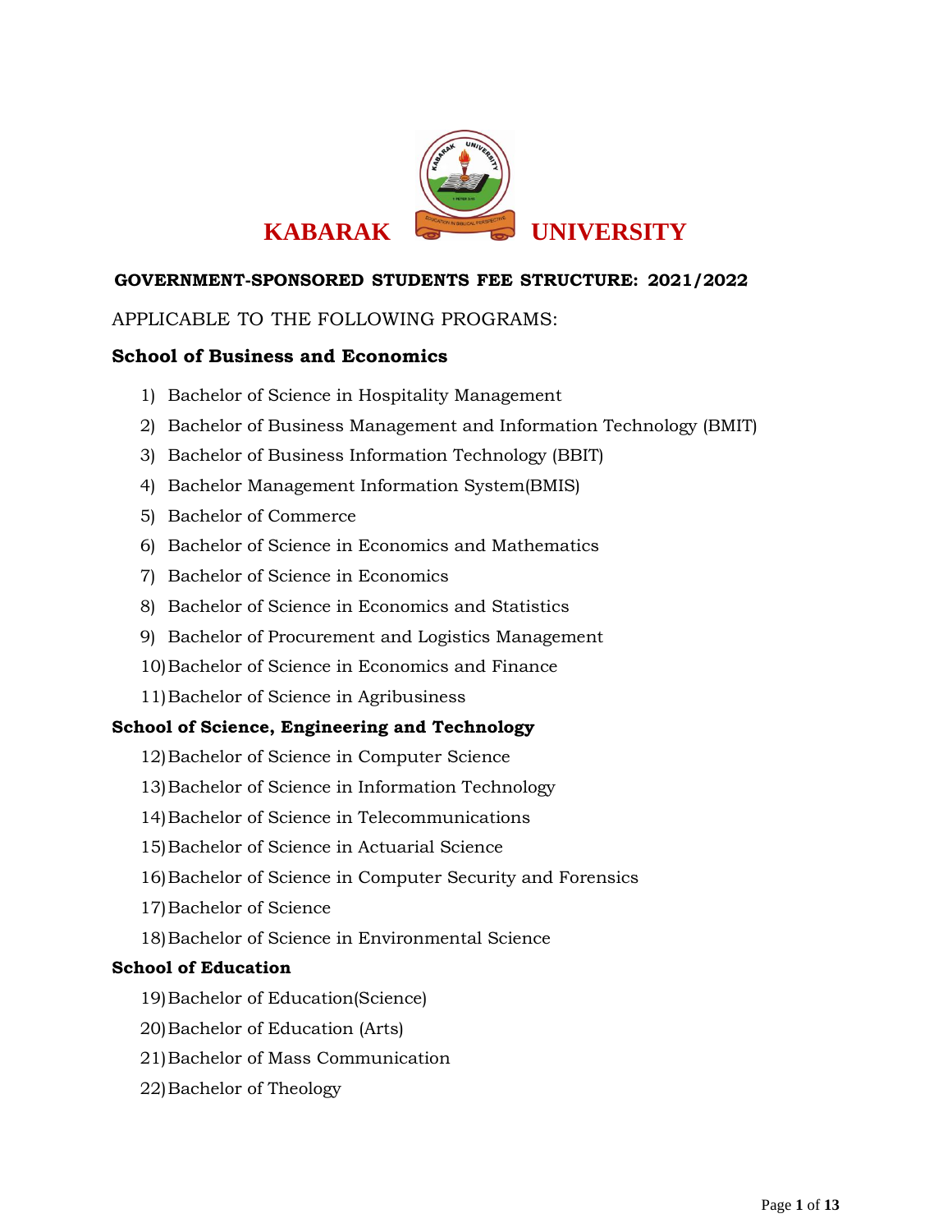# KABARAK UNIVERSITY

**GOVERNMENT-SPONSORED STUDENTS FEE STRUCTURE: 2021/2022**

APPLICABLE TO THE FOLLOWING PROGRAMS:

### School of Business and Economics

1) Bachelor of Science in Hospitality Management
2) Bachelor of Business Management and Information Technology (BMIT)
3) Bachelor of Business Information Technology (BBIT)
4) Bachelor Management Information System(BMIS)
5) Bachelor of Commerce
6) Bachelor of Science in Economics and Mathematics
7) Bachelor of Science in Economics
8) Bachelor of Science in Economics and Statistics
9) Bachelor of Procurement and Logistics Management
10) Bachelor of Science in Economics and Finance
11) Bachelor of Science in Agribusiness

### School of Science, Engineering and Technology

12) Bachelor of Science in Computer Science
13) Bachelor of Science in Information Technology
14) Bachelor of Science in Telecommunications
15) Bachelor of Science in Actuarial Science
16) Bachelor of Science in Computer Security and Forensics
17) Bachelor of Science
18) Bachelor of Science in Environmental Science

### School of Education

19) Bachelor of Education(Science)
20) Bachelor of Education (Arts)
21) Bachelor of Mass Communication
22) Bachelor of Theology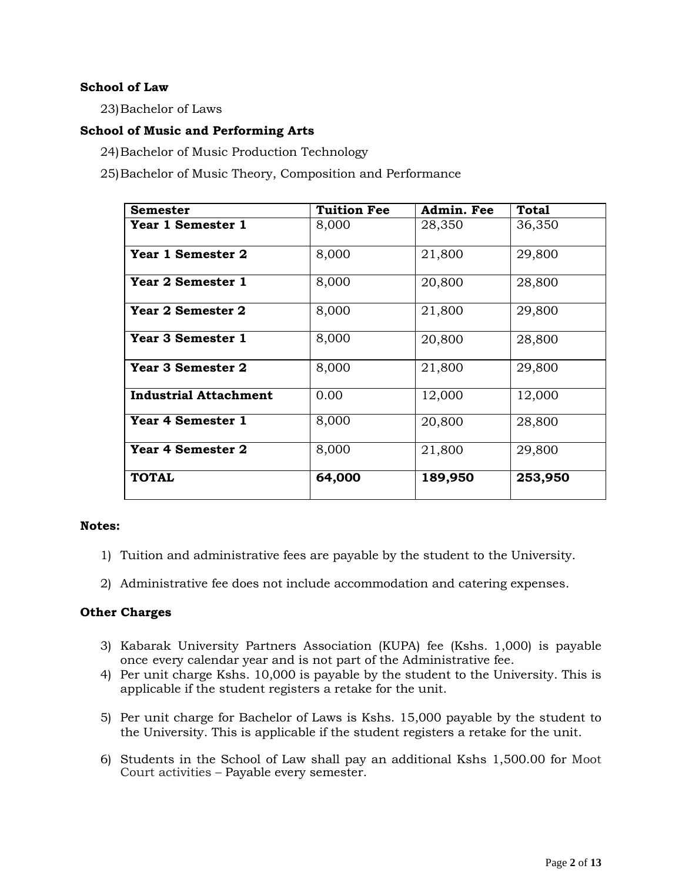**School of Law**

23) Bachelor of Laws

**School of Music and Performing Arts**

24) Bachelor of Music Production Technology

25) Bachelor of Music Theory, Composition and Performance

| Semester | Tuition Fee | Admin. Fee | Total |
|---|---|---|---|
| **Year 1 Semester 1** | 8,000 | 28,350 | 36,350 |
| **Year 1 Semester 2** | 8,000 | 21,800 | 29,800 |
| **Year 2 Semester 1** | 8,000 | 20,800 | 28,800 |
| **Year 2 Semester 2** | 8,000 | 21,800 | 29,800 |
| **Year 3 Semester 1** | 8,000 | 20,800 | 28,800 |
| **Year 3 Semester 2** | 8,000 | 21,800 | 29,800 |
| **Industrial Attachment** | 0.00 | 12,000 | 12,000 |
| **Year 4 Semester 1** | 8,000 | 20,800 | 28,800 |
| **Year 4 Semester 2** | 8,000 | 21,800 | 29,800 |
| **TOTAL** | **64,000** | **189,950** | **253,950** |

**Notes:**

1) Tuition and administrative fees are payable by the student to the University.

2) Administrative fee does not include accommodation and catering expenses.

**Other Charges**

3) Kabarak University Partners Association (KUPA) fee (Kshs. 1,000) is payable once every calendar year and is not part of the Administrative fee.
4) Per unit charge Kshs. 10,000 is payable by the student to the University. This is applicable if the student registers a retake for the unit.
5) Per unit charge for Bachelor of Laws is Kshs. 15,000 payable by the student to the University. This is applicable if the student registers a retake for the unit.
6) Students in the School of Law shall pay an additional Kshs 1,500.00 for Moot Court activities – Payable every semester.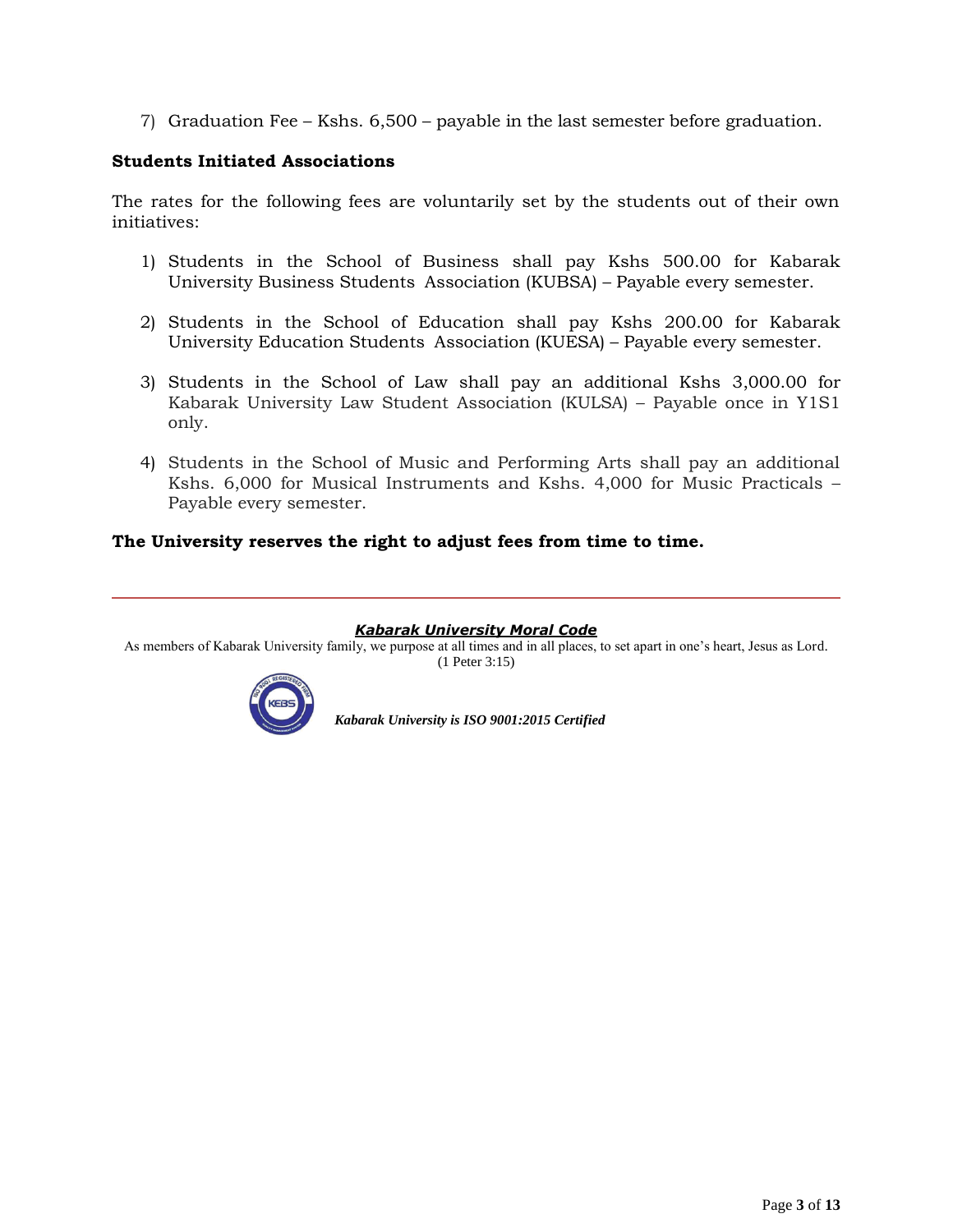7) Graduation Fee – Kshs. 6,500 – payable in the last semester before graduation.

**Students Initiated Associations**

The rates for the following fees are voluntarily set by the students out of their own initiatives:

1) Students in the School of Business shall pay Kshs 500.00 for Kabarak University Business Students Association (KUBSA) – Payable every semester.

2) Students in the School of Education shall pay Kshs 200.00 for Kabarak University Education Students Association (KUESA) – Payable every semester.

3) Students in the School of Law shall pay an additional Kshs 3,000.00 for Kabarak University Law Student Association (KULSA) – Payable once in Y1S1 only.

4) Students in the School of Music and Performing Arts shall pay an additional Kshs. 6,000 for Musical Instruments and Kshs. 4,000 for Music Practicals – Payable every semester.

**The University reserves the right to adjust fees from time to time.**

---

***Kabarak University Moral Code***

As members of Kabarak University family, we purpose at all times and in all places, to set apart in one's heart, Jesus as Lord. (1 Peter 3:15)

***Kabarak University is ISO 9001:2015 Certified***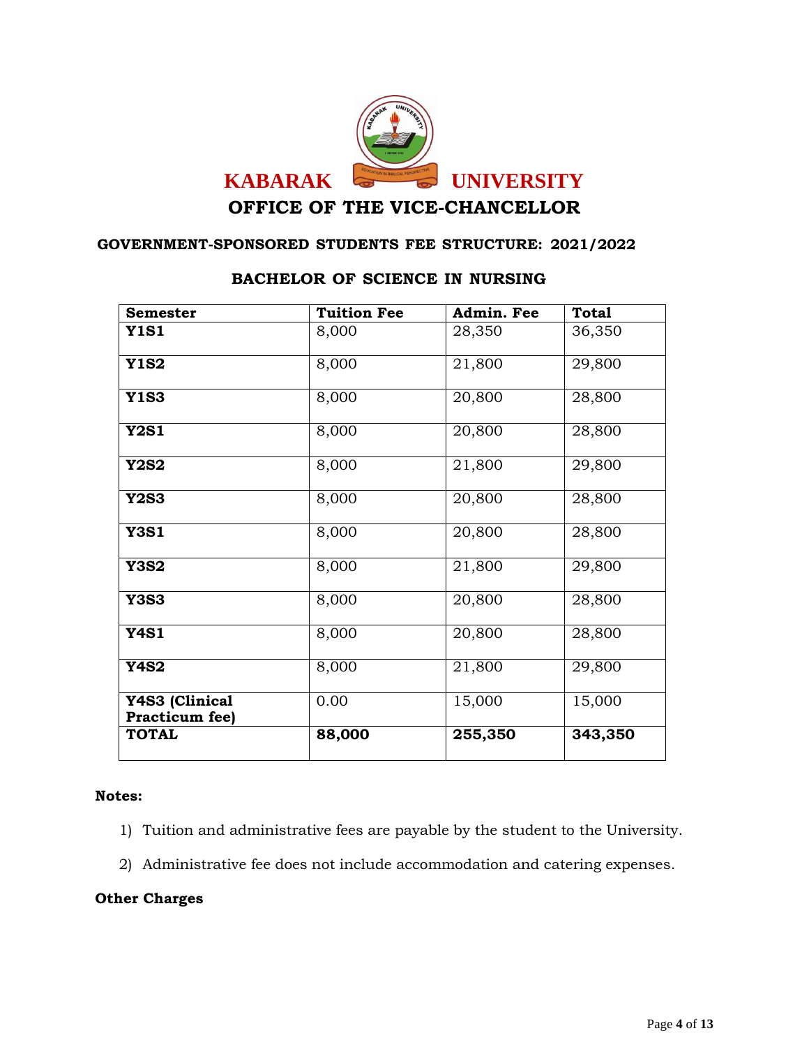# KABARAK UNIVERSITY

## OFFICE OF THE VICE-CHANCELLOR

### GOVERNMENT-SPONSORED STUDENTS FEE STRUCTURE: 2021/2022

### BACHELOR OF SCIENCE IN NURSING

| Semester | Tuition Fee | Admin. Fee | Total |
|---|---|---|---|
| **Y1S1** | 8,000 | 28,350 | 36,350 |
| **Y1S2** | 8,000 | 21,800 | 29,800 |
| **Y1S3** | 8,000 | 20,800 | 28,800 |
| **Y2S1** | 8,000 | 20,800 | 28,800 |
| **Y2S2** | 8,000 | 21,800 | 29,800 |
| **Y2S3** | 8,000 | 20,800 | 28,800 |
| **Y3S1** | 8,000 | 20,800 | 28,800 |
| **Y3S2** | 8,000 | 21,800 | 29,800 |
| **Y3S3** | 8,000 | 20,800 | 28,800 |
| **Y4S1** | 8,000 | 20,800 | 28,800 |
| **Y4S2** | 8,000 | 21,800 | 29,800 |
| **Y4S3 (Clinical Practicum fee)** | 0.00 | 15,000 | 15,000 |
| **TOTAL** | **88,000** | **255,350** | **343,350** |

**Notes:**

1) Tuition and administrative fees are payable by the student to the University.

2) Administrative fee does not include accommodation and catering expenses.

**Other Charges**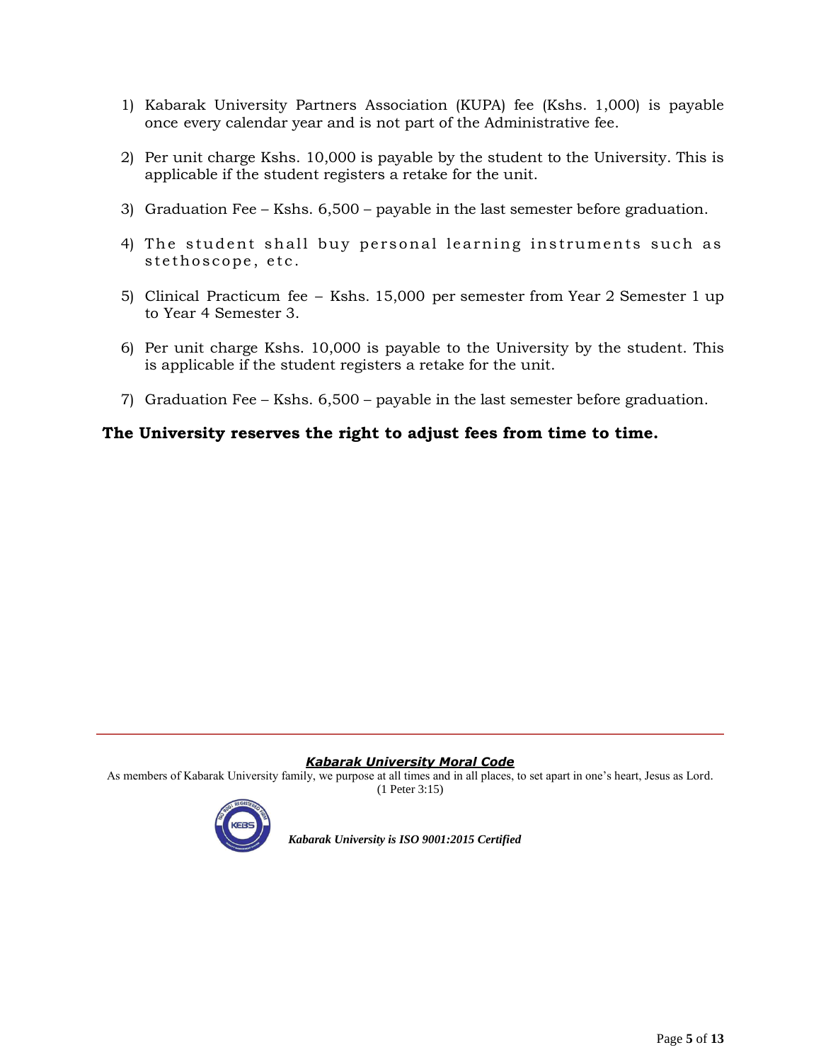1) Kabarak University Partners Association (KUPA) fee (Kshs. 1,000) is payable once every calendar year and is not part of the Administrative fee.

2) Per unit charge Kshs. 10,000 is payable by the student to the University. This is applicable if the student registers a retake for the unit.

3) Graduation Fee – Kshs. 6,500 – payable in the last semester before graduation.

4) The student shall buy personal learning instruments such as stethoscope, etc.

5) Clinical Practicum fee – Kshs. 15,000 per semester from Year 2 Semester 1 up to Year 4 Semester 3.

6) Per unit charge Kshs. 10,000 is payable to the University by the student. This is applicable if the student registers a retake for the unit.

7) Graduation Fee – Kshs. 6,500 – payable in the last semester before graduation.

**The University reserves the right to adjust fees from time to time.**

***Kabarak University Moral Code***

As members of Kabarak University family, we purpose at all times and in all places, to set apart in one's heart, Jesus as Lord. (1 Peter 3:15)

***Kabarak University is ISO 9001:2015 Certified***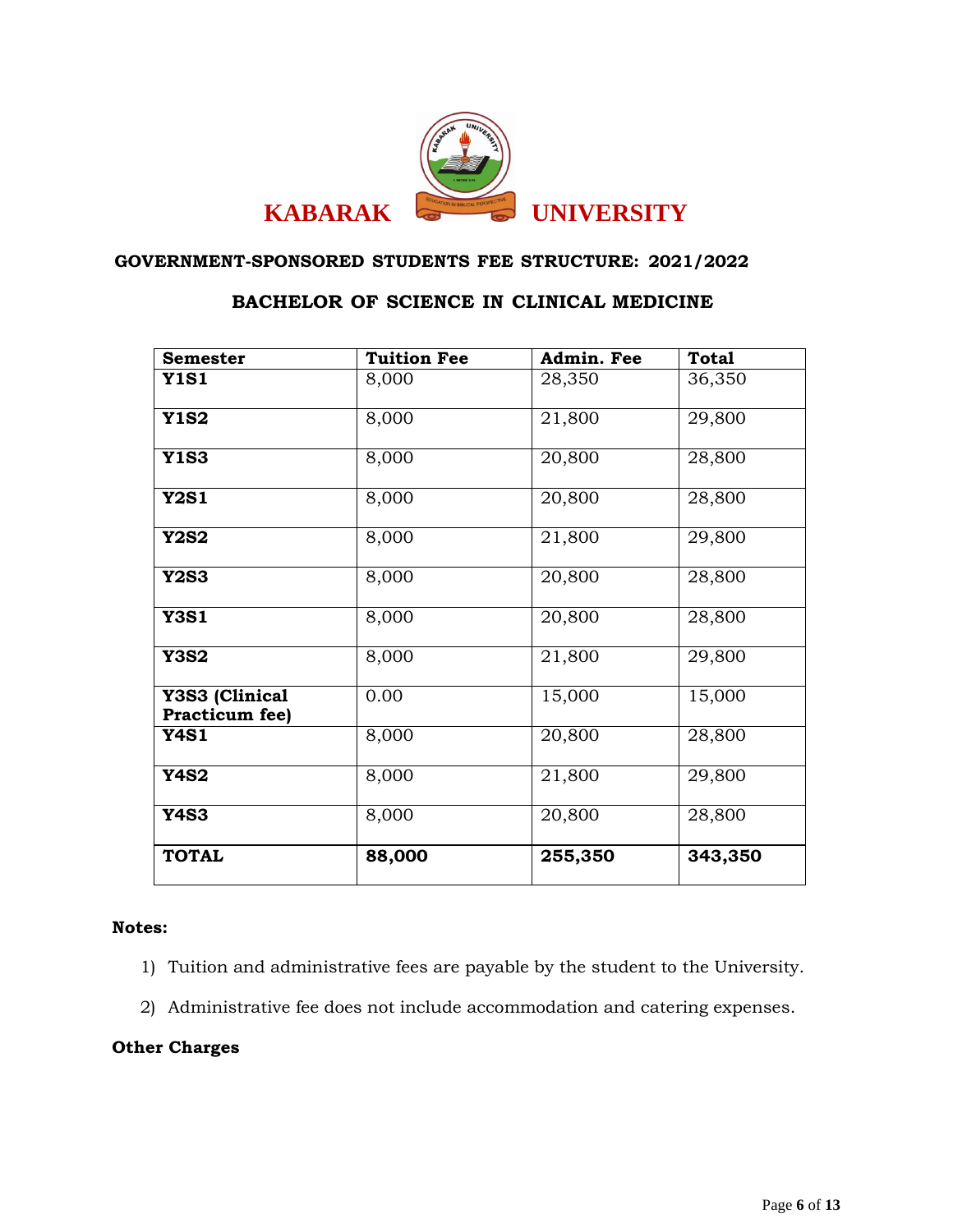# KABARAK UNIVERSITY

## GOVERNMENT-SPONSORED STUDENTS FEE STRUCTURE: 2021/2022

### BACHELOR OF SCIENCE IN CLINICAL MEDICINE

| Semester | Tuition Fee | Admin. Fee | Total |
|---|---|---|---|
| **Y1S1** | 8,000 | 28,350 | 36,350 |
| **Y1S2** | 8,000 | 21,800 | 29,800 |
| **Y1S3** | 8,000 | 20,800 | 28,800 |
| **Y2S1** | 8,000 | 20,800 | 28,800 |
| **Y2S2** | 8,000 | 21,800 | 29,800 |
| **Y2S3** | 8,000 | 20,800 | 28,800 |
| **Y3S1** | 8,000 | 20,800 | 28,800 |
| **Y3S2** | 8,000 | 21,800 | 29,800 |
| **Y3S3 (Clinical Practicum fee)** | 0.00 | 15,000 | 15,000 |
| **Y4S1** | 8,000 | 20,800 | 28,800 |
| **Y4S2** | 8,000 | 21,800 | 29,800 |
| **Y4S3** | 8,000 | 20,800 | 28,800 |
| **TOTAL** | **88,000** | **255,350** | **343,350** |

**Notes:**

1) Tuition and administrative fees are payable by the student to the University.
2) Administrative fee does not include accommodation and catering expenses.

**Other Charges**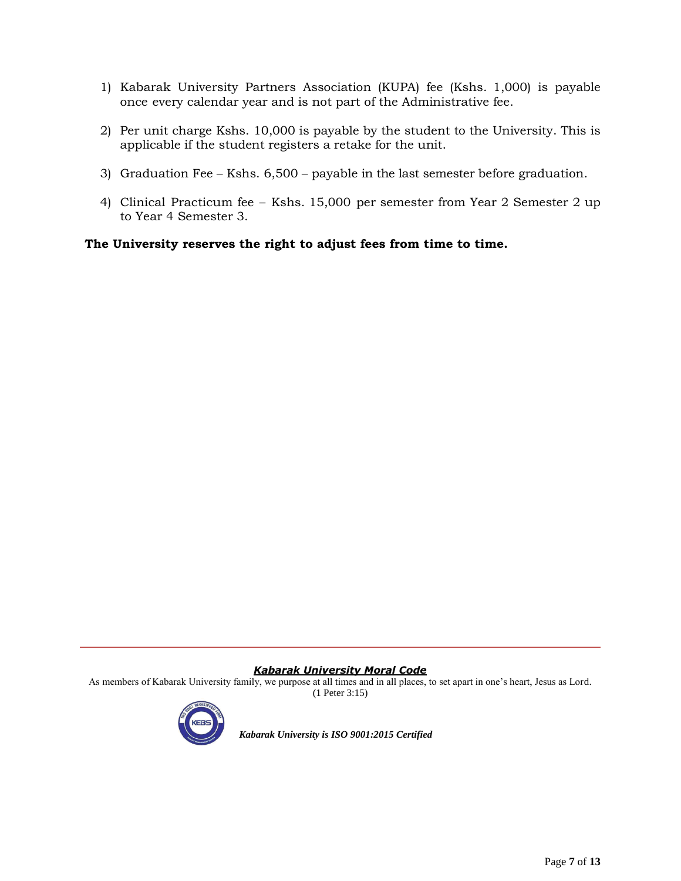1) Kabarak University Partners Association (KUPA) fee (Kshs. 1,000) is payable once every calendar year and is not part of the Administrative fee.

2) Per unit charge Kshs. 10,000 is payable by the student to the University. This is applicable if the student registers a retake for the unit.

3) Graduation Fee – Kshs. 6,500 – payable in the last semester before graduation.

4) Clinical Practicum fee – Kshs. 15,000 per semester from Year 2 Semester 2 up to Year 4 Semester 3.

**The University reserves the right to adjust fees from time to time.**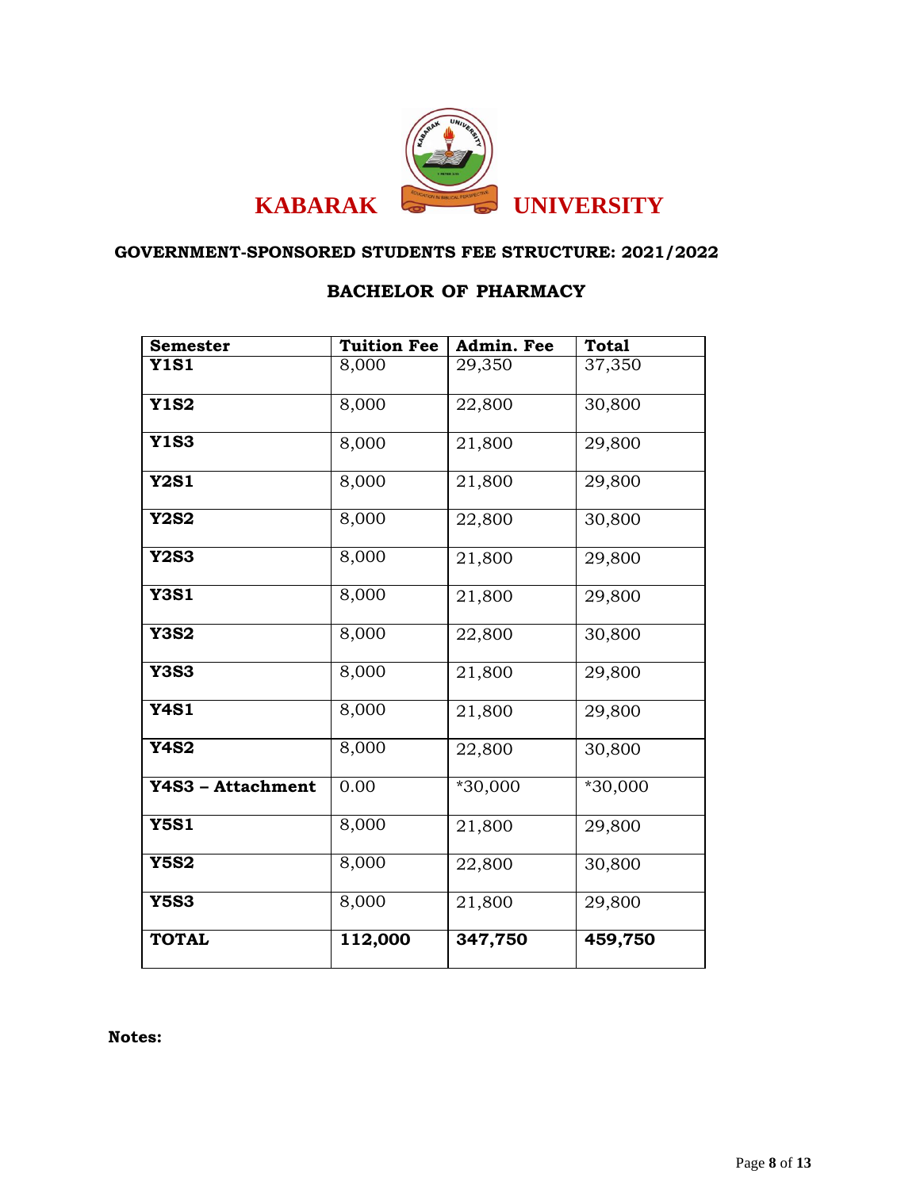**KABARAK UNIVERSITY**

**GOVERNMENT-SPONSORED STUDENTS FEE STRUCTURE: 2021/2022**

**BACHELOR OF PHARMACY**

| Semester | Tuition Fee | Admin. Fee | Total |
|---|---|---|---|
| **Y1S1** | 8,000 | 29,350 | 37,350 |
| **Y1S2** | 8,000 | 22,800 | 30,800 |
| **Y1S3** | 8,000 | 21,800 | 29,800 |
| **Y2S1** | 8,000 | 21,800 | 29,800 |
| **Y2S2** | 8,000 | 22,800 | 30,800 |
| **Y2S3** | 8,000 | 21,800 | 29,800 |
| **Y3S1** | 8,000 | 21,800 | 29,800 |
| **Y3S2** | 8,000 | 22,800 | 30,800 |
| **Y3S3** | 8,000 | 21,800 | 29,800 |
| **Y4S1** | 8,000 | 21,800 | 29,800 |
| **Y4S2** | 8,000 | 22,800 | 30,800 |
| **Y4S3 – Attachment** | 0.00 | *30,000 | *30,000 |
| **Y5S1** | 8,000 | 21,800 | 29,800 |
| **Y5S2** | 8,000 | 22,800 | 30,800 |
| **Y5S3** | 8,000 | 21,800 | 29,800 |
| **TOTAL** | **112,000** | **347,750** | **459,750** |

**Notes:**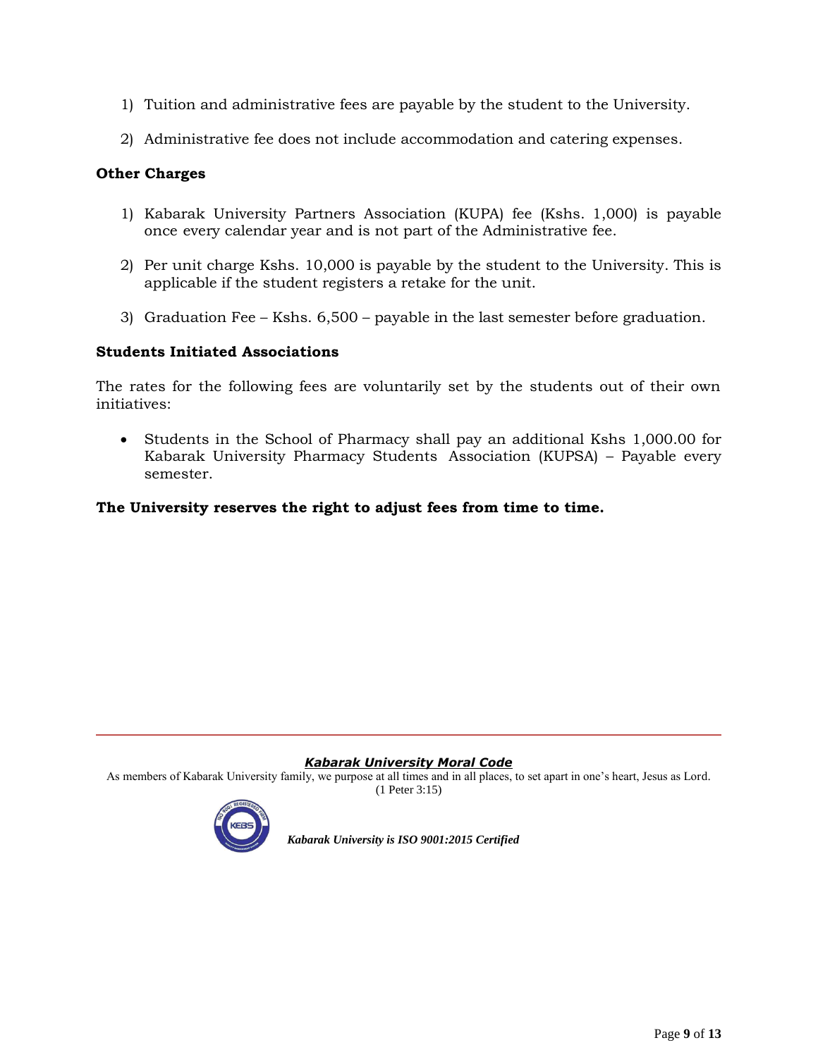1) Tuition and administrative fees are payable by the student to the University.

2) Administrative fee does not include accommodation and catering expenses.

**Other Charges**

1) Kabarak University Partners Association (KUPA) fee (Kshs. 1,000) is payable once every calendar year and is not part of the Administrative fee.

2) Per unit charge Kshs. 10,000 is payable by the student to the University. This is applicable if the student registers a retake for the unit.

3) Graduation Fee – Kshs. 6,500 – payable in the last semester before graduation.

**Students Initiated Associations**

The rates for the following fees are voluntarily set by the students out of their own initiatives:

- Students in the School of Pharmacy shall pay an additional Kshs 1,000.00 for Kabarak University Pharmacy Students Association (KUPSA) – Payable every semester.

**The University reserves the right to adjust fees from time to time.**

***Kabarak University Moral Code***

As members of Kabarak University family, we purpose at all times and in all places, to set apart in one's heart, Jesus as Lord. (1 Peter 3:15)

***Kabarak University is ISO 9001:2015 Certified***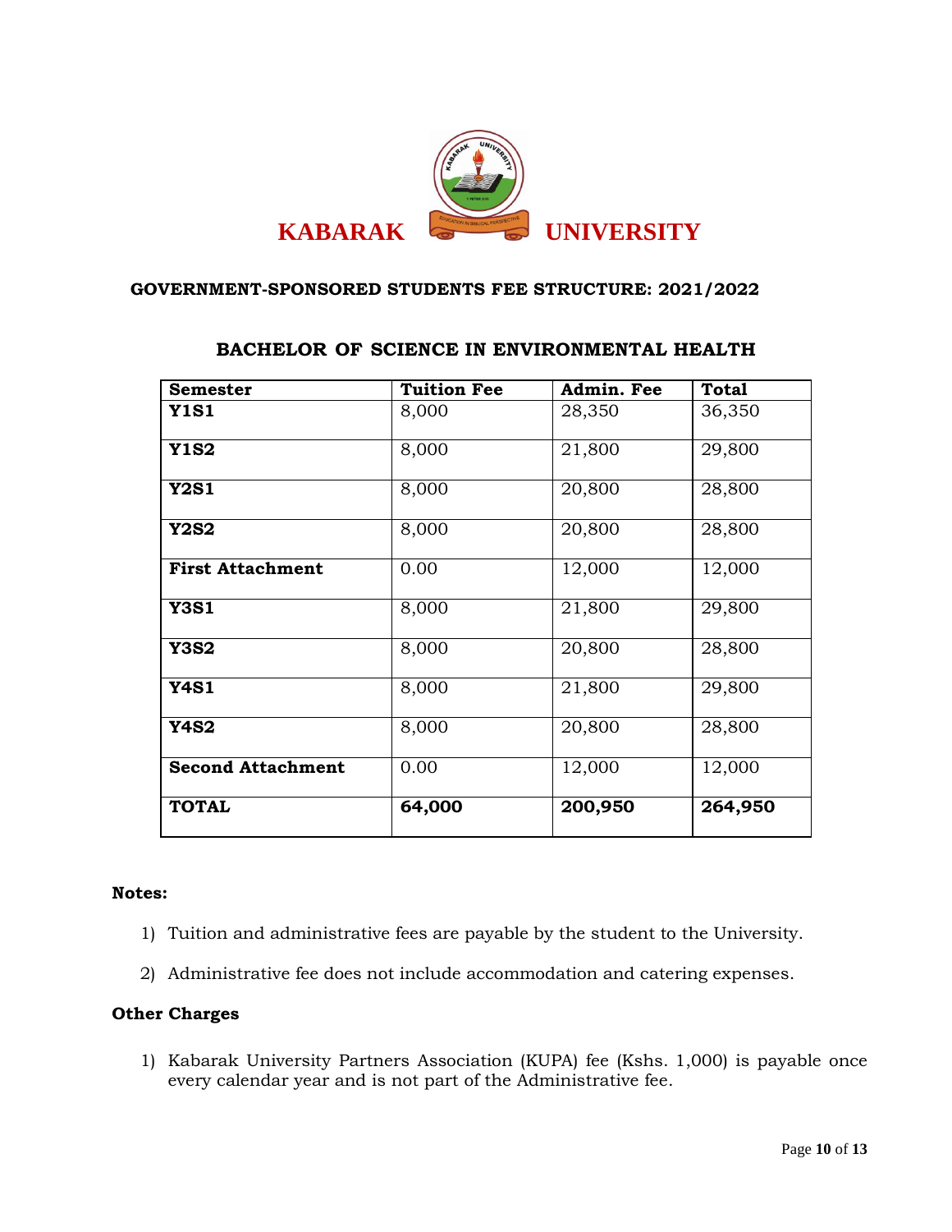# KABARAK UNIVERSITY

## GOVERNMENT-SPONSORED STUDENTS FEE STRUCTURE: 2021/2022

### BACHELOR OF SCIENCE IN ENVIRONMENTAL HEALTH

| Semester | Tuition Fee | Admin. Fee | Total |
|---|---|---|---|
| **Y1S1** | 8,000 | 28,350 | 36,350 |
| **Y1S2** | 8,000 | 21,800 | 29,800 |
| **Y2S1** | 8,000 | 20,800 | 28,800 |
| **Y2S2** | 8,000 | 20,800 | 28,800 |
| **First Attachment** | 0.00 | 12,000 | 12,000 |
| **Y3S1** | 8,000 | 21,800 | 29,800 |
| **Y3S2** | 8,000 | 20,800 | 28,800 |
| **Y4S1** | 8,000 | 21,800 | 29,800 |
| **Y4S2** | 8,000 | 20,800 | 28,800 |
| **Second Attachment** | 0.00 | 12,000 | 12,000 |
| **TOTAL** | **64,000** | **200,950** | **264,950** |

**Notes:**

1) Tuition and administrative fees are payable by the student to the University.
2) Administrative fee does not include accommodation and catering expenses.

**Other Charges**

1) Kabarak University Partners Association (KUPA) fee (Kshs. 1,000) is payable once every calendar year and is not part of the Administrative fee.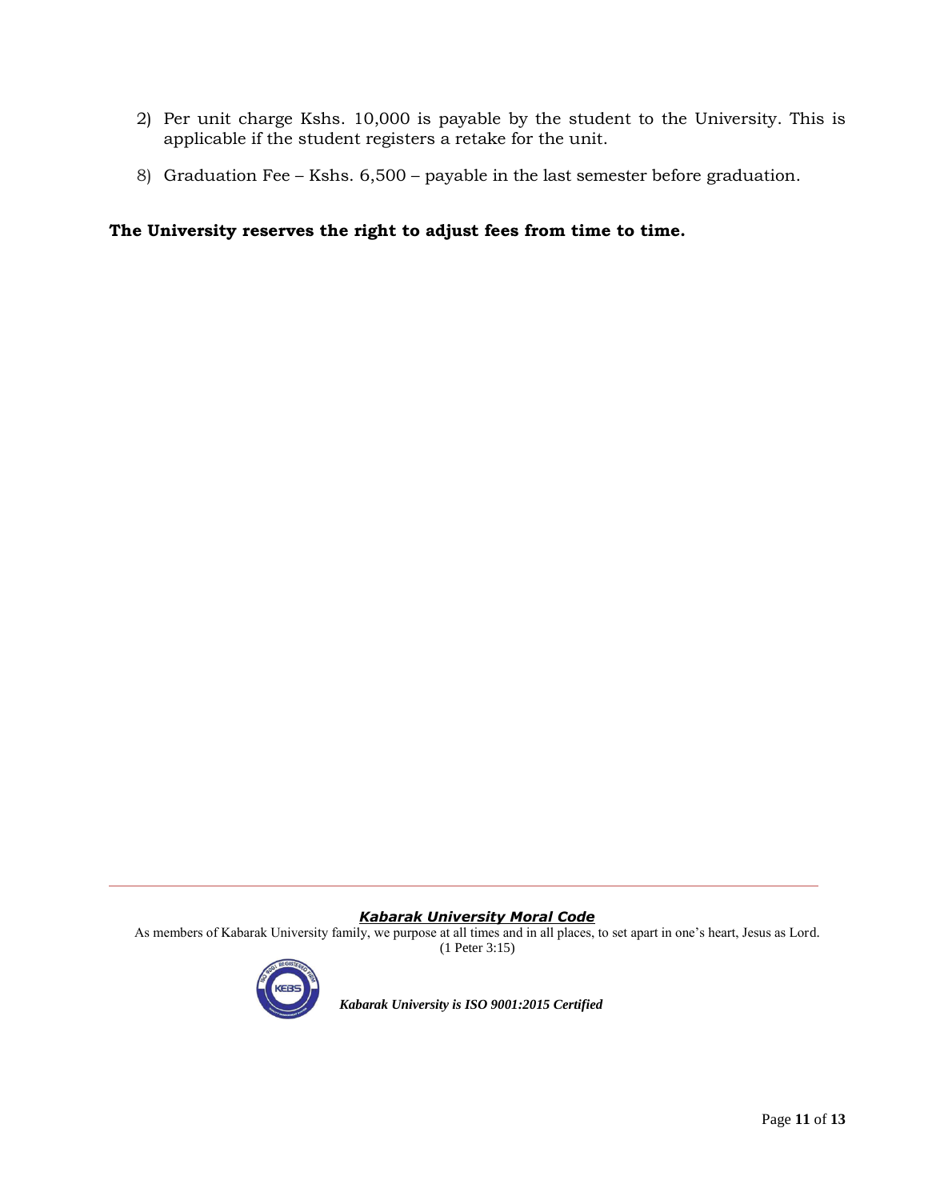2) Per unit charge Kshs. 10,000 is payable by the student to the University. This is applicable if the student registers a retake for the unit.

8) Graduation Fee – Kshs. 6,500 – payable in the last semester before graduation.

**The University reserves the right to adjust fees from time to time.**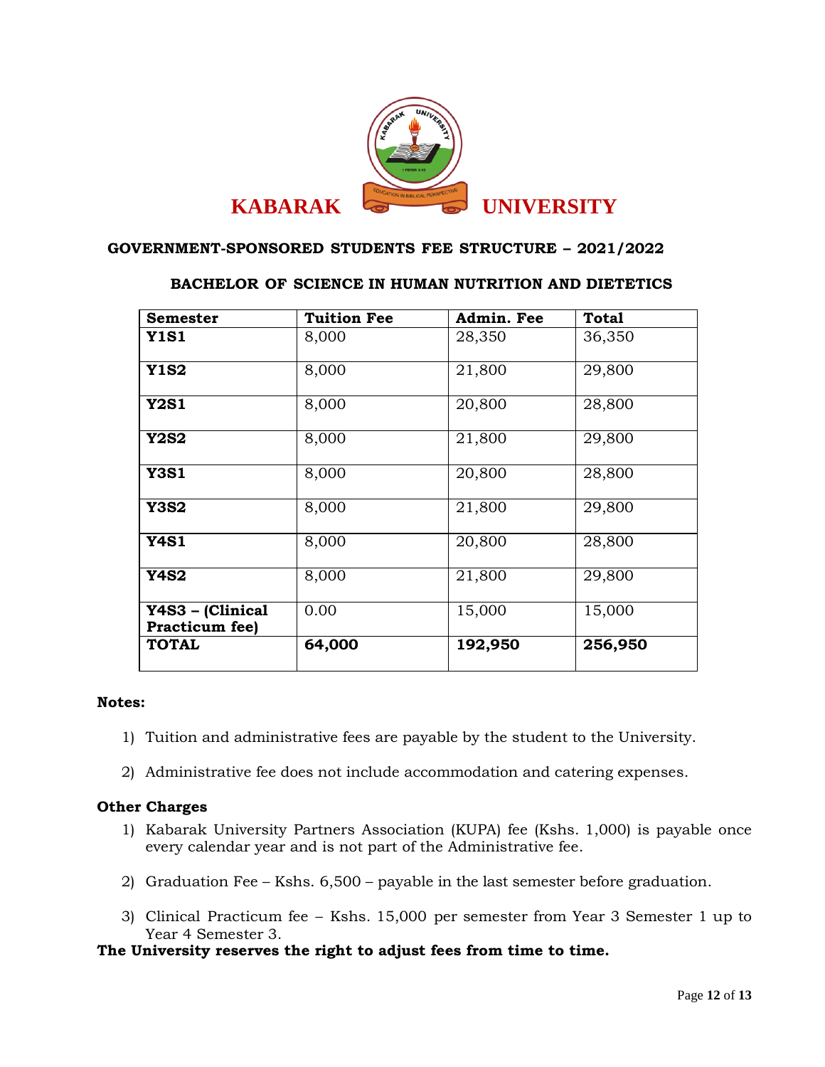# KABARAK UNIVERSITY

## GOVERNMENT-SPONSORED STUDENTS FEE STRUCTURE – 2021/2022

### BACHELOR OF SCIENCE IN HUMAN NUTRITION AND DIETETICS

| Semester | Tuition Fee | Admin. Fee | Total |
|---|---|---|---|
| **Y1S1** | 8,000 | 28,350 | 36,350 |
| **Y1S2** | 8,000 | 21,800 | 29,800 |
| **Y2S1** | 8,000 | 20,800 | 28,800 |
| **Y2S2** | 8,000 | 21,800 | 29,800 |
| **Y3S1** | 8,000 | 20,800 | 28,800 |
| **Y3S2** | 8,000 | 21,800 | 29,800 |
| **Y4S1** | 8,000 | 20,800 | 28,800 |
| **Y4S2** | 8,000 | 21,800 | 29,800 |
| **Y4S3 – (Clinical Practicum fee)** | 0.00 | 15,000 | 15,000 |
| **TOTAL** | **64,000** | **192,950** | **256,950** |

**Notes:**

1) Tuition and administrative fees are payable by the student to the University.

2) Administrative fee does not include accommodation and catering expenses.

**Other Charges**

1) Kabarak University Partners Association (KUPA) fee (Kshs. 1,000) is payable once every calendar year and is not part of the Administrative fee.

2) Graduation Fee – Kshs. 6,500 – payable in the last semester before graduation.

3) Clinical Practicum fee – Kshs. 15,000 per semester from Year 3 Semester 1 up to Year 4 Semester 3.

**The University reserves the right to adjust fees from time to time.**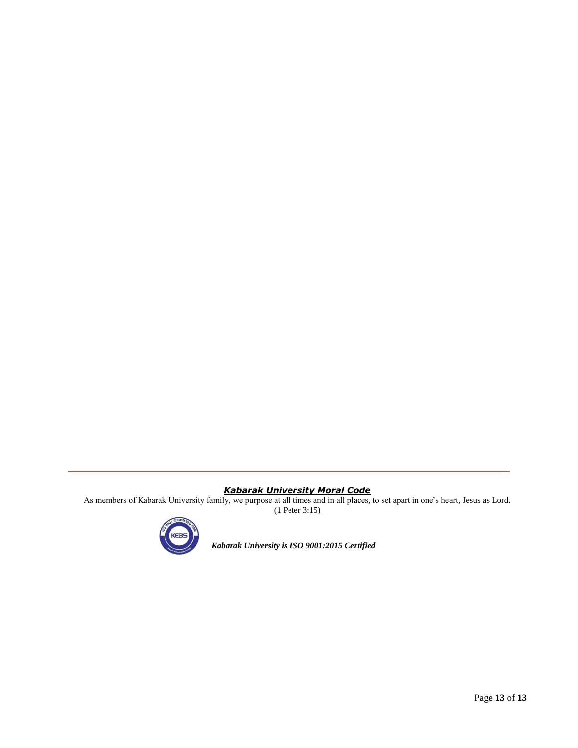***Kabarak University Moral Code***

As members of Kabarak University family, we purpose at all times and in all places, to set apart in one's heart, Jesus as Lord. (1 Peter 3:15)

***Kabarak University is ISO 9001:2015 Certified***